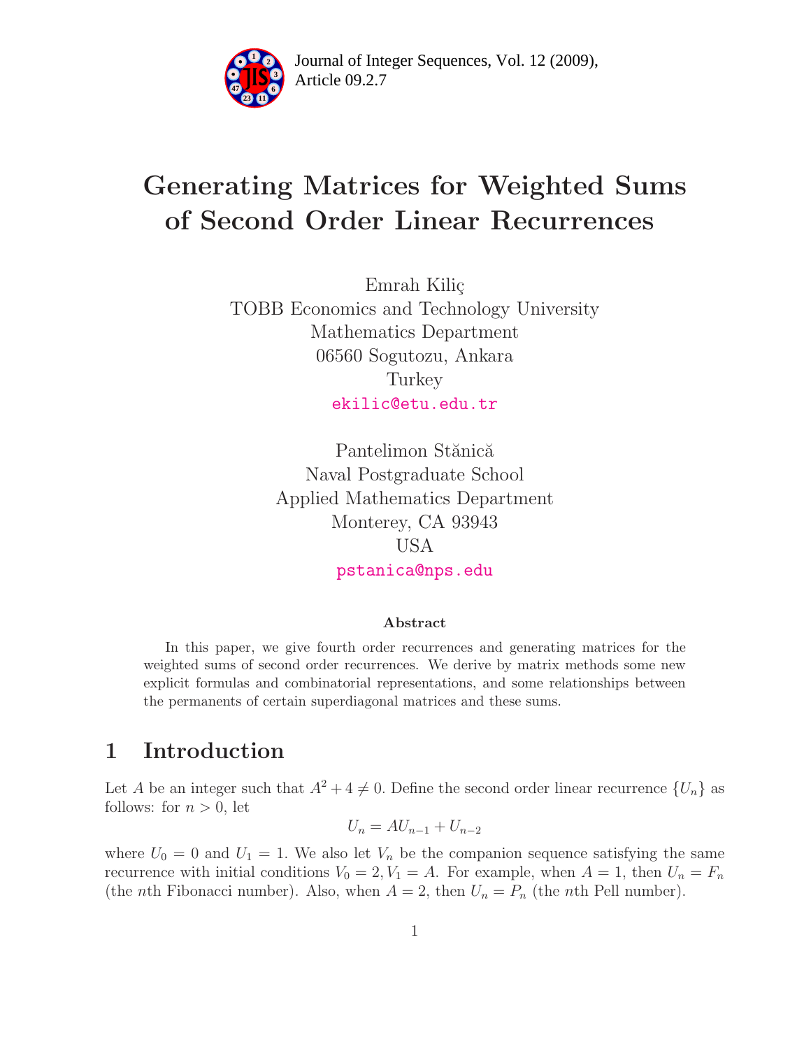# Generating Matrices for Weighted Sums of Second Order Linear Recurrences

Emrah Kiliç
TOBB Economics and Technology University
Mathematics Department
06560 Sogutozu, Ankara
Turkey
ekilic@etu.edu.tr

Pantelimon Stănică
Naval Postgraduate School
Applied Mathematics Department
Monterey, CA 93943
USA
pstanica@nps.edu

### Abstract

In this paper, we give fourth order recurrences and generating matrices for the weighted sums of second order recurrences. We derive by matrix methods some new explicit formulas and combinatorial representations, and some relationships between the permanents of certain superdiagonal matrices and these sums.

## 1 Introduction

Let $A$ be an integer such that $A^2 + 4 \neq 0$. Define the second order linear recurrence $\{U_n\}$ as follows: for $n > 0$, let

$$U_n = AU_{n-1} + U_{n-2}$$

where $U_0 = 0$ and $U_1 = 1$. We also let $V_n$ be the companion sequence satisfying the same recurrence with initial conditions $V_0 = 2, V_1 = A$. For example, when $A = 1$, then $U_n = F_n$ (the $n$th Fibonacci number). Also, when $A = 2$, then $U_n = P_n$ (the $n$th Pell number).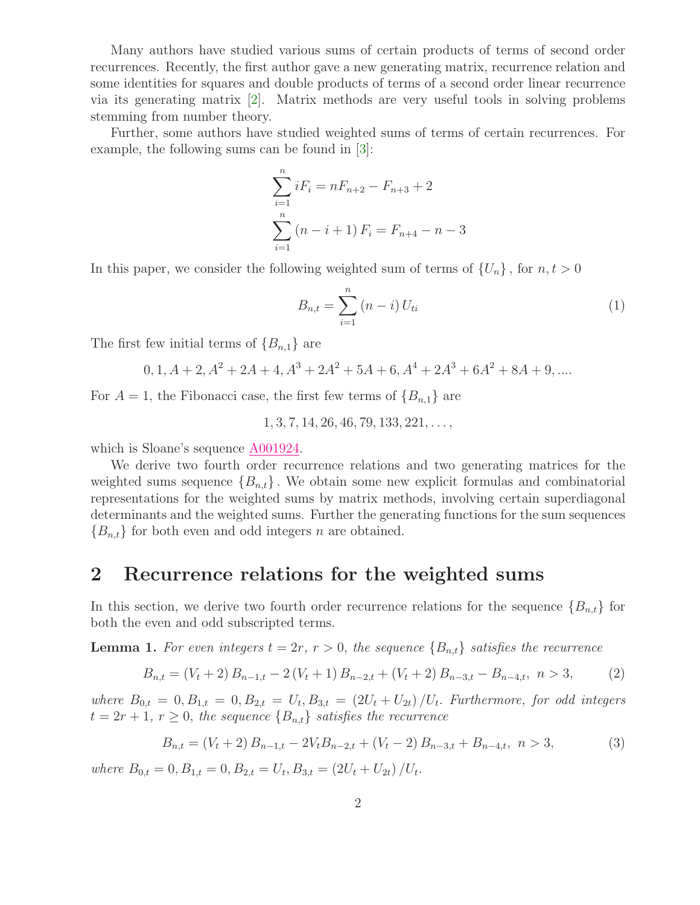Many authors have studied various sums of certain products of terms of second order recurrences. Recently, the first author gave a new generating matrix, recurrence relation and some identities for squares and double products of terms of a second order linear recurrence via its generating matrix [2]. Matrix methods are very useful tools in solving problems stemming from number theory.

Further, some authors have studied weighted sums of terms of certain recurrences. For example, the following sums can be found in [3]:

$$\sum_{i=1}^{n} iF_i = nF_{n+2} - F_{n+3} + 2$$
$$\sum_{i=1}^{n} (n-i+1) F_i = F_{n+4} - n - 3$$

In this paper, we consider the following weighted sum of terms of $\{U_n\}$, for $n, t > 0$

$$B_{n,t} = \sum_{i=1}^{n} (n-i) U_{ti} \tag{1}$$

The first few initial terms of $\{B_{n,1}\}$ are

$$0, 1, A+2, A^2+2A+4, A^3+2A^2+5A+6, A^4+2A^3+6A^2+8A+9, ....$$

For $A = 1$, the Fibonacci case, the first few terms of $\{B_{n,1}\}$ are

$$1, 3, 7, 14, 26, 46, 79, 133, 221, \ldots,$$

which is Sloane's sequence A001924.

We derive two fourth order recurrence relations and two generating matrices for the weighted sums sequence $\{B_{n,t}\}$. We obtain some new explicit formulas and combinatorial representations for the weighted sums by matrix methods, involving certain superdiagonal determinants and the weighted sums. Further the generating functions for the sum sequences $\{B_{n,t}\}$ for both even and odd integers $n$ are obtained.

## 2 Recurrence relations for the weighted sums

In this section, we derive two fourth order recurrence relations for the sequence $\{B_{n,t}\}$ for both the even and odd subscripted terms.

**Lemma 1.** *For even integers $t = 2r$, $r > 0$, the sequence $\{B_{n,t}\}$ satisfies the recurrence*

$$B_{n,t} = (V_t + 2) B_{n-1,t} - 2(V_t + 1) B_{n-2,t} + (V_t + 2) B_{n-3,t} - B_{n-4,t}, \ n > 3, \tag{2}$$

*where $B_{0,t} = 0, B_{1,t} = 0, B_{2,t} = U_t, B_{3,t} = (2U_t + U_{2t})/U_t$. Furthermore, for odd integers $t = 2r+1$, $r \geq 0$, the sequence $\{B_{n,t}\}$ satisfies the recurrence*

$$B_{n,t} = (V_t + 2) B_{n-1,t} - 2V_t B_{n-2,t} + (V_t - 2) B_{n-3,t} + B_{n-4,t}, \ n > 3, \tag{3}$$

*where $B_{0,t} = 0, B_{1,t} = 0, B_{2,t} = U_t, B_{3,t} = (2U_t + U_{2t})/U_t$.*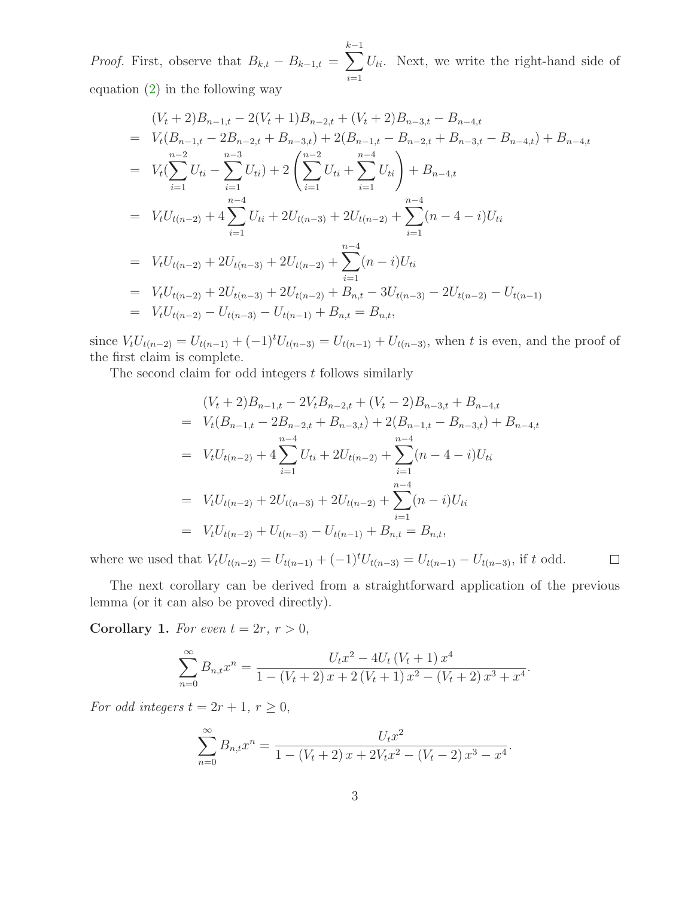*Proof.* First, observe that $B_{k,t} - B_{k-1,t} = \sum_{i=1}^{k-1} U_{ti}$. Next, we write the right-hand side of equation (2) in the following way

$$
\begin{aligned}
& (V_t+2)B_{n-1,t} - 2(V_t+1)B_{n-2,t} + (V_t+2)B_{n-3,t} - B_{n-4,t} \\
= \;& V_t(B_{n-1,t} - 2B_{n-2,t} + B_{n-3,t}) + 2(B_{n-1,t} - B_{n-2,t} + B_{n-3,t} - B_{n-4,t}) + B_{n-4,t} \\
= \;& V_t\Big(\sum_{i=1}^{n-2} U_{ti} - \sum_{i=1}^{n-3} U_{ti}\Big) + 2\left(\sum_{i=1}^{n-2} U_{ti} + \sum_{i=1}^{n-4} U_{ti}\right) + B_{n-4,t} \\
= \;& V_t U_{t(n-2)} + 4\sum_{i=1}^{n-4} U_{ti} + 2U_{t(n-3)} + 2U_{t(n-2)} + \sum_{i=1}^{n-4}(n-4-i)U_{ti} \\
= \;& V_t U_{t(n-2)} + 2U_{t(n-3)} + 2U_{t(n-2)} + \sum_{i=1}^{n-4}(n-i)U_{ti} \\
= \;& V_t U_{t(n-2)} + 2U_{t(n-3)} + 2U_{t(n-2)} + B_{n,t} - 3U_{t(n-3)} - 2U_{t(n-2)} - U_{t(n-1)} \\
= \;& V_t U_{t(n-2)} - U_{t(n-3)} - U_{t(n-1)} + B_{n,t} = B_{n,t},
\end{aligned}
$$

since $V_t U_{t(n-2)} = U_{t(n-1)} + (-1)^t U_{t(n-3)} = U_{t(n-1)} + U_{t(n-3)}$, when $t$ is even, and the proof of the first claim is complete.

The second claim for odd integers $t$ follows similarly

$$
\begin{aligned}
& (V_t+2)B_{n-1,t} - 2V_t B_{n-2,t} + (V_t-2)B_{n-3,t} + B_{n-4,t} \\
= \;& V_t(B_{n-1,t} - 2B_{n-2,t} + B_{n-3,t}) + 2(B_{n-1,t} - B_{n-3,t}) + B_{n-4,t} \\
= \;& V_t U_{t(n-2)} + 4\sum_{i=1}^{n-4} U_{ti} + 2U_{t(n-2)} + \sum_{i=1}^{n-4}(n-4-i)U_{ti} \\
= \;& V_t U_{t(n-2)} + 2U_{t(n-3)} + 2U_{t(n-2)} + \sum_{i=1}^{n-4}(n-i)U_{ti} \\
= \;& V_t U_{t(n-2)} + U_{t(n-3)} - U_{t(n-1)} + B_{n,t} = B_{n,t},
\end{aligned}
$$

where we used that $V_t U_{t(n-2)} = U_{t(n-1)} + (-1)^t U_{t(n-3)} = U_{t(n-1)} - U_{t(n-3)}$, if $t$ odd. $\square$

The next corollary can be derived from a straightforward application of the previous lemma (or it can also be proved directly).

**Corollary 1.** *For even $t = 2r$, $r > 0$,*

$$\sum_{n=0}^{\infty} B_{n,t} x^n = \frac{U_t x^2 - 4U_t\,(V_t+1)\,x^4}{1 - (V_t+2)\,x + 2\,(V_t+1)\,x^2 - (V_t+2)\,x^3 + x^4}.$$

*For odd integers $t = 2r+1$, $r \geq 0$,*

$$\sum_{n=0}^{\infty} B_{n,t} x^n = \frac{U_t x^2}{1 - (V_t+2)\,x + 2V_t x^2 - (V_t-2)\,x^3 - x^4}.$$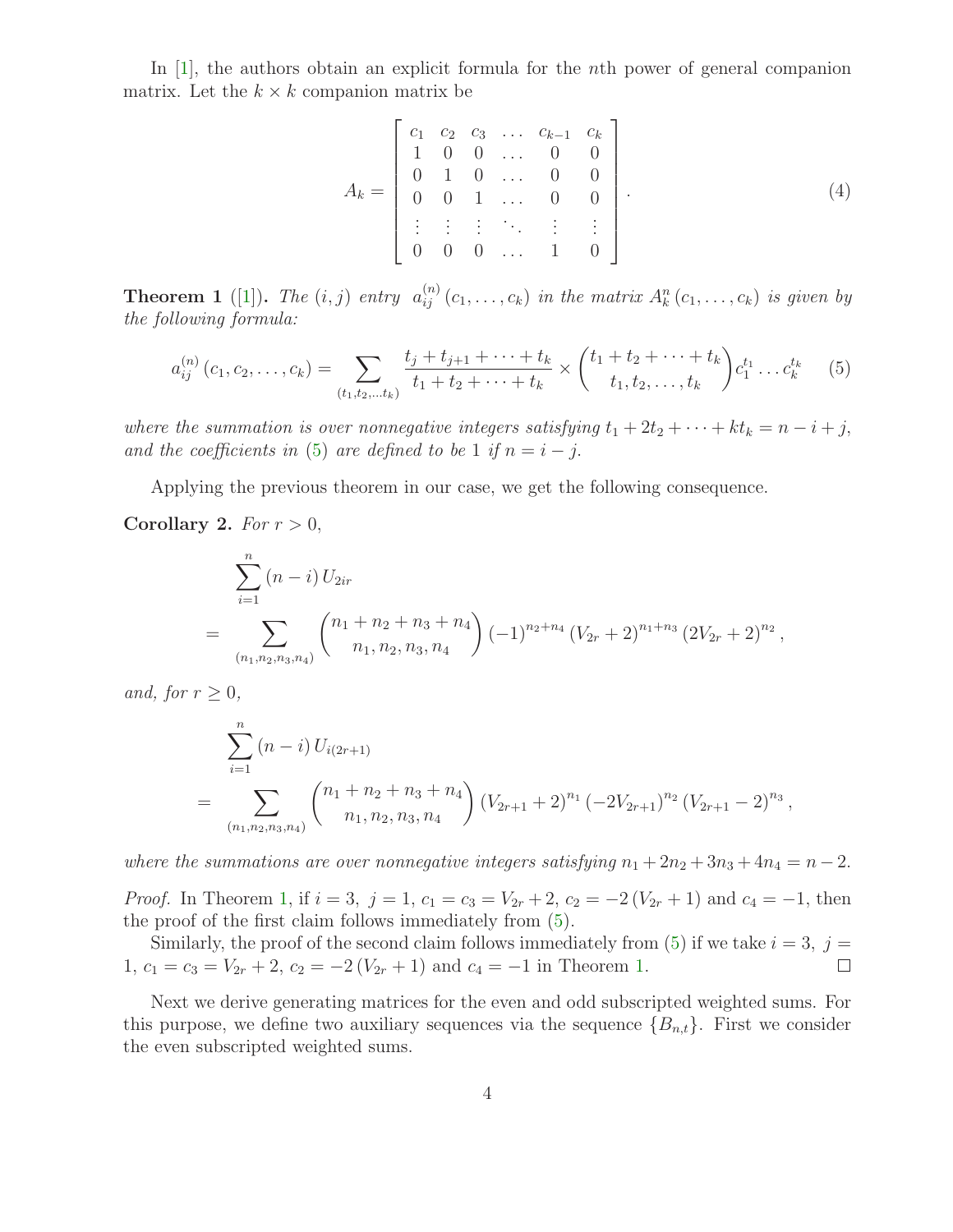In [1], the authors obtain an explicit formula for the $n$th power of general companion matrix. Let the $k \times k$ companion matrix be

$$A_k = \begin{bmatrix} c_1 & c_2 & c_3 & \dots & c_{k-1} & c_k \\ 1 & 0 & 0 & \dots & 0 & 0 \\ 0 & 1 & 0 & \dots & 0 & 0 \\ 0 & 0 & 1 & \dots & 0 & 0 \\ \vdots & \vdots & \vdots & \ddots & \vdots & \vdots \\ 0 & 0 & 0 & \dots & 1 & 0 \end{bmatrix}. \tag{4}$$

**Theorem 1** ([1]). *The $(i,j)$ entry $a_{ij}^{(n)}(c_1,\ldots,c_k)$ in the matrix $A_k^n(c_1,\ldots,c_k)$ is given by the following formula:*

$$a_{ij}^{(n)}(c_1,c_2,\ldots,c_k) = \sum_{(t_1,t_2,\ldots t_k)} \frac{t_j+t_{j+1}+\cdots+t_k}{t_1+t_2+\cdots+t_k} \times \binom{t_1+t_2+\cdots+t_k}{t_1,t_2,\ldots,t_k} c_1^{t_1}\ldots c_k^{t_k} \tag{5}$$

*where the summation is over nonnegative integers satisfying $t_1+2t_2+\cdots+kt_k = n-i+j$, and the coefficients in (5) are defined to be 1 if $n = i-j$.*

Applying the previous theorem in our case, we get the following consequence.

**Corollary 2.** *For $r > 0$,*

$$\begin{aligned} &\sum_{i=1}^{n} (n-i)\, U_{2ir} \\ =& \sum_{(n_1,n_2,n_3,n_4)} \binom{n_1+n_2+n_3+n_4}{n_1,n_2,n_3,n_4} (-1)^{n_2+n_4} (V_{2r}+2)^{n_1+n_3} (2V_{2r}+2)^{n_2}, \end{aligned}$$

*and, for $r \geq 0$,*

$$\begin{aligned} &\sum_{i=1}^{n} (n-i)\, U_{i(2r+1)} \\ =& \sum_{(n_1,n_2,n_3,n_4)} \binom{n_1+n_2+n_3+n_4}{n_1,n_2,n_3,n_4} (V_{2r+1}+2)^{n_1} (-2V_{2r+1})^{n_2} (V_{2r+1}-2)^{n_3}, \end{aligned}$$

*where the summations are over nonnegative integers satisfying $n_1+2n_2+3n_3+4n_4 = n-2$.*

*Proof.* In Theorem 1, if $i = 3,\ j = 1,\ c_1 = c_3 = V_{2r}+2,\ c_2 = -2(V_{2r}+1)$ and $c_4 = -1$, then the proof of the first claim follows immediately from (5).

Similarly, the proof of the second claim follows immediately from (5) if we take $i = 3,\ j = 1,\ c_1 = c_3 = V_{2r}+2,\ c_2 = -2(V_{2r}+1)$ and $c_4 = -1$ in Theorem 1. □

Next we derive generating matrices for the even and odd subscripted weighted sums. For this purpose, we define two auxiliary sequences via the sequence $\{B_{n,t}\}$. First we consider the even subscripted weighted sums.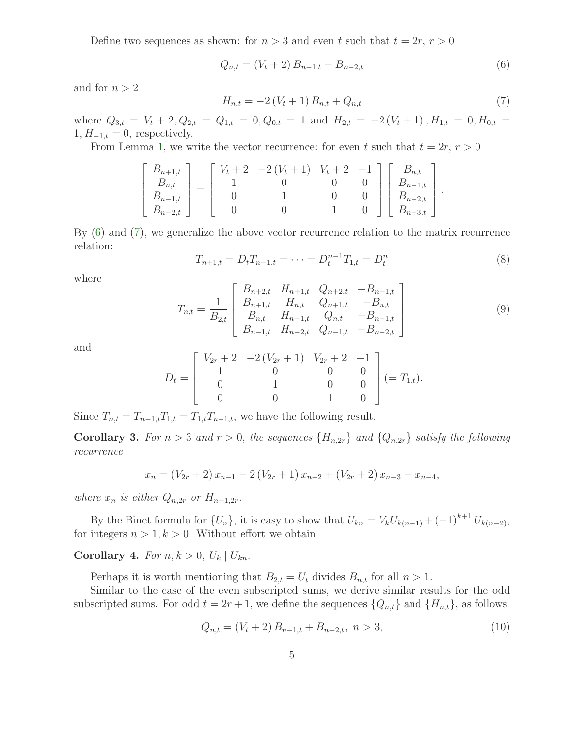Define two sequences as shown: for $n > 3$ and even $t$ such that $t = 2r$, $r > 0$

$$Q_{n,t} = (V_t + 2)\, B_{n-1,t} - B_{n-2,t} \tag{6}$$

and for $n > 2$

$$H_{n,t} = -2\,(V_t + 1)\, B_{n,t} + Q_{n,t} \tag{7}$$

where $Q_{3,t} = V_t + 2, Q_{2,t} = Q_{1,t} = 0, Q_{0,t} = 1$ and $H_{2,t} = -2\,(V_t + 1)\,, H_{1,t} = 0, H_{0,t} = 1, H_{-1,t} = 0$, respectively.

From Lemma 1, we write the vector recurrence: for even $t$ such that $t = 2r$, $r > 0$

$$\begin{bmatrix} B_{n+1,t} \\ B_{n,t} \\ B_{n-1,t} \\ B_{n-2,t} \end{bmatrix} = \begin{bmatrix} V_t + 2 & -2\,(V_t+1) & V_t + 2 & -1 \\ 1 & 0 & 0 & 0 \\ 0 & 1 & 0 & 0 \\ 0 & 0 & 1 & 0 \end{bmatrix} \begin{bmatrix} B_{n,t} \\ B_{n-1,t} \\ B_{n-2,t} \\ B_{n-3,t} \end{bmatrix}.$$

By (6) and (7), we generalize the above vector recurrence relation to the matrix recurrence relation:

$$T_{n+1,t} = D_t T_{n-1,t} = \cdots = D_t^{n-1} T_{1,t} = D_t^n \tag{8}$$

where

$$T_{n,t} = \frac{1}{B_{2,t}} \begin{bmatrix} B_{n+2,t} & H_{n+1,t} & Q_{n+2,t} & -B_{n+1,t} \\ B_{n+1,t} & H_{n,t} & Q_{n+1,t} & -B_{n,t} \\ B_{n,t} & H_{n-1,t} & Q_{n,t} & -B_{n-1,t} \\ B_{n-1,t} & H_{n-2,t} & Q_{n-1,t} & -B_{n-2,t} \end{bmatrix} \tag{9}$$

and

$$D_t = \begin{bmatrix} V_{2r} + 2 & -2\,(V_{2r}+1) & V_{2r} + 2 & -1 \\ 1 & 0 & 0 & 0 \\ 0 & 1 & 0 & 0 \\ 0 & 0 & 1 & 0 \end{bmatrix} (= T_{1,t}).$$

Since $T_{n,t} = T_{n-1,t} T_{1,t} = T_{1,t} T_{n-1,t}$, we have the following result.

**Corollary 3.** *For $n > 3$ and $r > 0$, the sequences $\{H_{n,2r}\}$ and $\{Q_{n,2r}\}$ satisfy the following recurrence*

$$x_n = (V_{2r} + 2)\, x_{n-1} - 2\,(V_{2r} + 1)\, x_{n-2} + (V_{2r} + 2)\, x_{n-3} - x_{n-4},$$

*where $x_n$ is either $Q_{n,2r}$ or $H_{n-1,2r}$.*

By the Binet formula for $\{U_n\}$, it is easy to show that $U_{kn} = V_k U_{k(n-1)} + (-1)^{k+1} U_{k(n-2)}$, for integers $n > 1, k > 0$. Without effort we obtain

**Corollary 4.** *For $n, k > 0$, $U_k \mid U_{kn}$.*

Perhaps it is worth mentioning that $B_{2,t} = U_t$ divides $B_{n,t}$ for all $n > 1$.

Similar to the case of the even subscripted sums, we derive similar results for the odd subscripted sums. For odd $t = 2r + 1$, we define the sequences $\{Q_{n,t}\}$ and $\{H_{n,t}\}$, as follows

$$Q_{n,t} = (V_t + 2)\, B_{n-1,t} + B_{n-2,t}, \ n > 3, \tag{10}$$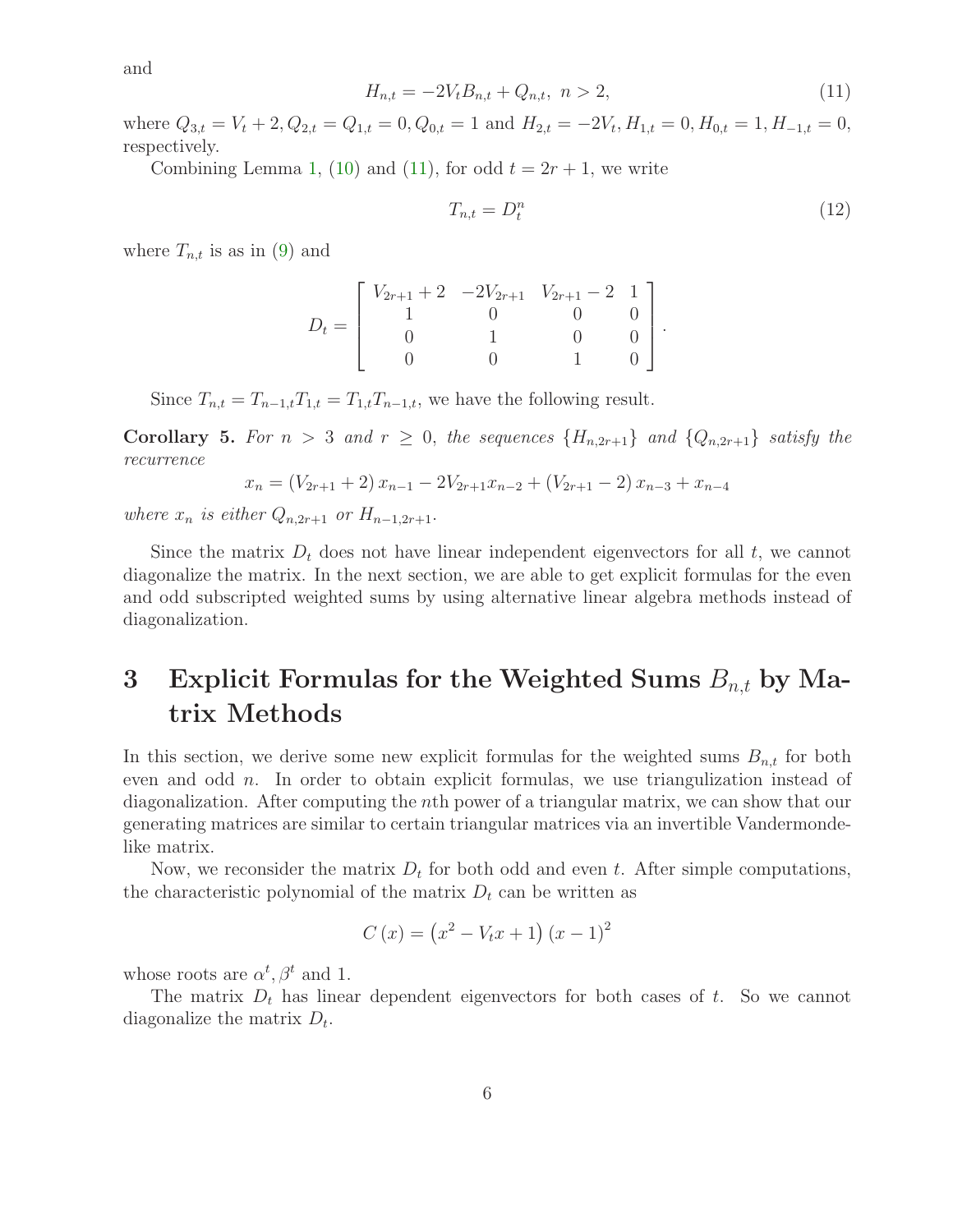and

$$H_{n,t} = -2V_t B_{n,t} + Q_{n,t},\ n > 2, \tag{11}$$

where $Q_{3,t} = V_t + 2, Q_{2,t} = Q_{1,t} = 0, Q_{0,t} = 1$ and $H_{2,t} = -2V_t, H_{1,t} = 0, H_{0,t} = 1, H_{-1,t} = 0$, respectively.

Combining Lemma 1, (10) and (11), for odd $t = 2r+1$, we write

$$T_{n,t} = D_t^n \tag{12}$$

where $T_{n,t}$ is as in (9) and

$$D_t = \begin{bmatrix} V_{2r+1}+2 & -2V_{2r+1} & V_{2r+1}-2 & 1 \\ 1 & 0 & 0 & 0 \\ 0 & 1 & 0 & 0 \\ 0 & 0 & 1 & 0 \end{bmatrix}.$$

Since $T_{n,t} = T_{n-1,t}T_{1,t} = T_{1,t}T_{n-1,t}$, we have the following result.

**Corollary 5.** *For $n > 3$ and $r \geq 0$, the sequences $\{H_{n,2r+1}\}$ and $\{Q_{n,2r+1}\}$ satisfy the recurrence*

$$x_n = (V_{2r+1}+2)\,x_{n-1} - 2V_{2r+1}x_{n-2} + (V_{2r+1}-2)\,x_{n-3} + x_{n-4}$$

*where $x_n$ is either $Q_{n,2r+1}$ or $H_{n-1,2r+1}$.*

Since the matrix $D_t$ does not have linear independent eigenvectors for all $t$, we cannot diagonalize the matrix. In the next section, we are able to get explicit formulas for the even and odd subscripted weighted sums by using alternative linear algebra methods instead of diagonalization.

# 3 Explicit Formulas for the Weighted Sums $B_{n,t}$ by Matrix Methods

In this section, we derive some new explicit formulas for the weighted sums $B_{n,t}$ for both even and odd $n$. In order to obtain explicit formulas, we use triangulization instead of diagonalization. After computing the $n$th power of a triangular matrix, we can show that our generating matrices are similar to certain triangular matrices via an invertible Vandermonde-like matrix.

Now, we reconsider the matrix $D_t$ for both odd and even $t$. After simple computations, the characteristic polynomial of the matrix $D_t$ can be written as

$$C(x) = \left(x^2 - V_t x + 1\right)(x-1)^2$$

whose roots are $\alpha^t, \beta^t$ and 1.

The matrix $D_t$ has linear dependent eigenvectors for both cases of $t$. So we cannot diagonalize the matrix $D_t$.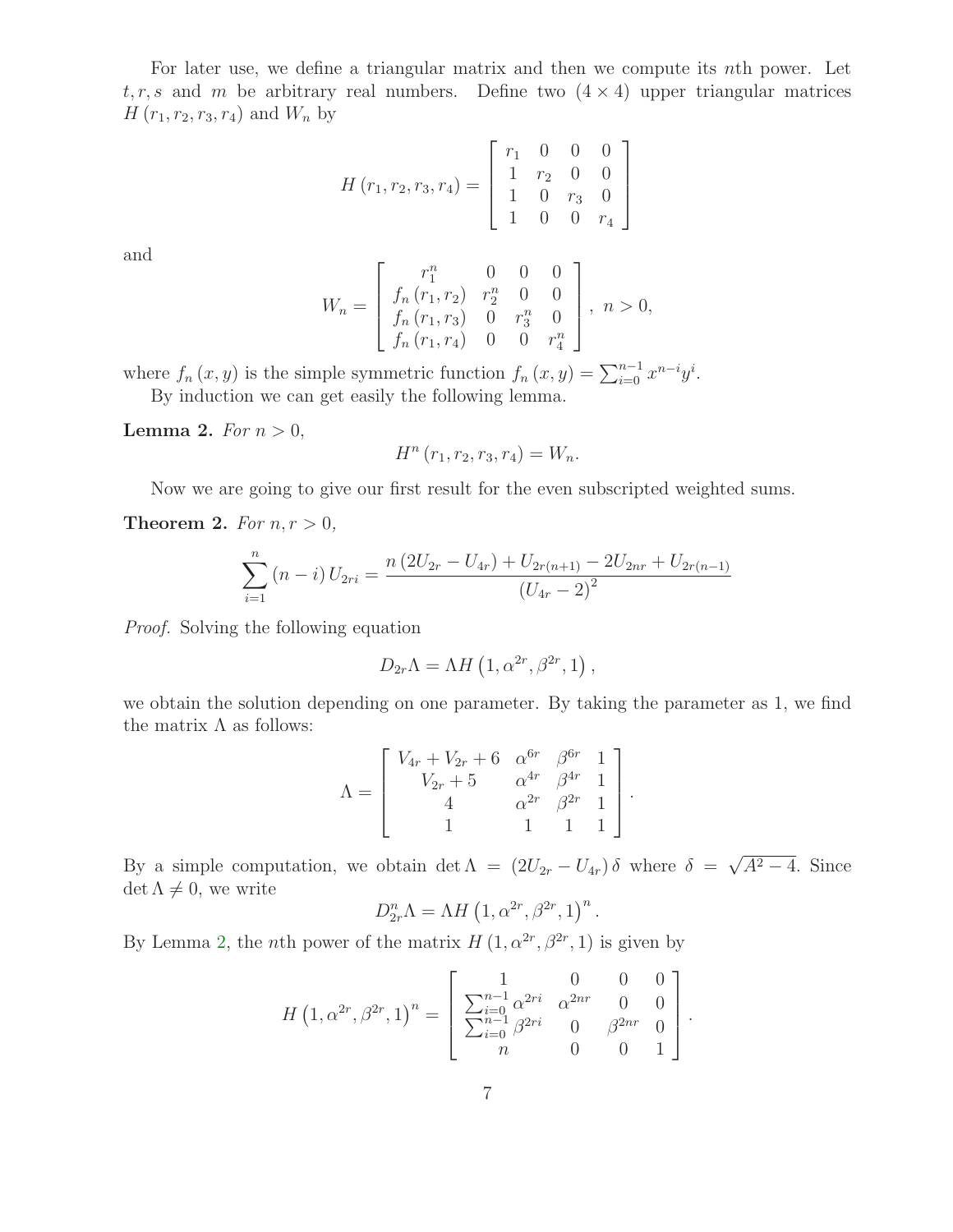For later use, we define a triangular matrix and then we compute its $n$th power. Let $t, r, s$ and $m$ be arbitrary real numbers. Define two $(4 \times 4)$ upper triangular matrices $H(r_1, r_2, r_3, r_4)$ and $W_n$ by

$$H(r_1, r_2, r_3, r_4) = \begin{bmatrix} r_1 & 0 & 0 & 0 \\ 1 & r_2 & 0 & 0 \\ 1 & 0 & r_3 & 0 \\ 1 & 0 & 0 & r_4 \end{bmatrix}$$

and

$$W_n = \begin{bmatrix} r_1^n & 0 & 0 & 0 \\ f_n(r_1, r_2) & r_2^n & 0 & 0 \\ f_n(r_1, r_3) & 0 & r_3^n & 0 \\ f_n(r_1, r_4) & 0 & 0 & r_4^n \end{bmatrix}, \ n > 0,$$

where $f_n(x, y)$ is the simple symmetric function $f_n(x, y) = \sum_{i=0}^{n-1} x^{n-i} y^i$.

By induction we can get easily the following lemma.

**Lemma 2.** *For $n > 0$,*

$$H^n(r_1, r_2, r_3, r_4) = W_n.$$

Now we are going to give our first result for the even subscripted weighted sums.

**Theorem 2.** *For $n, r > 0$,*

$$\sum_{i=1}^{n} (n - i) U_{2ri} = \frac{n(2U_{2r} - U_{4r}) + U_{2r(n+1)} - 2U_{2nr} + U_{2r(n-1)}}{(U_{4r} - 2)^2}$$

*Proof.* Solving the following equation

$$D_{2r}\Lambda = \Lambda H(1, \alpha^{2r}, \beta^{2r}, 1),$$

we obtain the solution depending on one parameter. By taking the parameter as 1, we find the matrix $\Lambda$ as follows:

$$\Lambda = \begin{bmatrix} V_{4r} + V_{2r} + 6 & \alpha^{6r} & \beta^{6r} & 1 \\ V_{2r} + 5 & \alpha^{4r} & \beta^{4r} & 1 \\ 4 & \alpha^{2r} & \beta^{2r} & 1 \\ 1 & 1 & 1 & 1 \end{bmatrix}.$$

By a simple computation, we obtain $\det \Lambda = (2U_{2r} - U_{4r})\delta$ where $\delta = \sqrt{A^2 - 4}$. Since $\det \Lambda \neq 0$, we write

$$D_{2r}^n \Lambda = \Lambda H(1, \alpha^{2r}, \beta^{2r}, 1)^n.$$

By Lemma 2, the $n$th power of the matrix $H(1, \alpha^{2r}, \beta^{2r}, 1)$ is given by

$$H(1, \alpha^{2r}, \beta^{2r}, 1)^n = \begin{bmatrix} 1 & 0 & 0 & 0 \\ \sum_{i=0}^{n-1} \alpha^{2ri} & \alpha^{2nr} & 0 & 0 \\ \sum_{i=0}^{n-1} \beta^{2ri} & 0 & \beta^{2nr} & 0 \\ n & 0 & 0 & 1 \end{bmatrix}.$$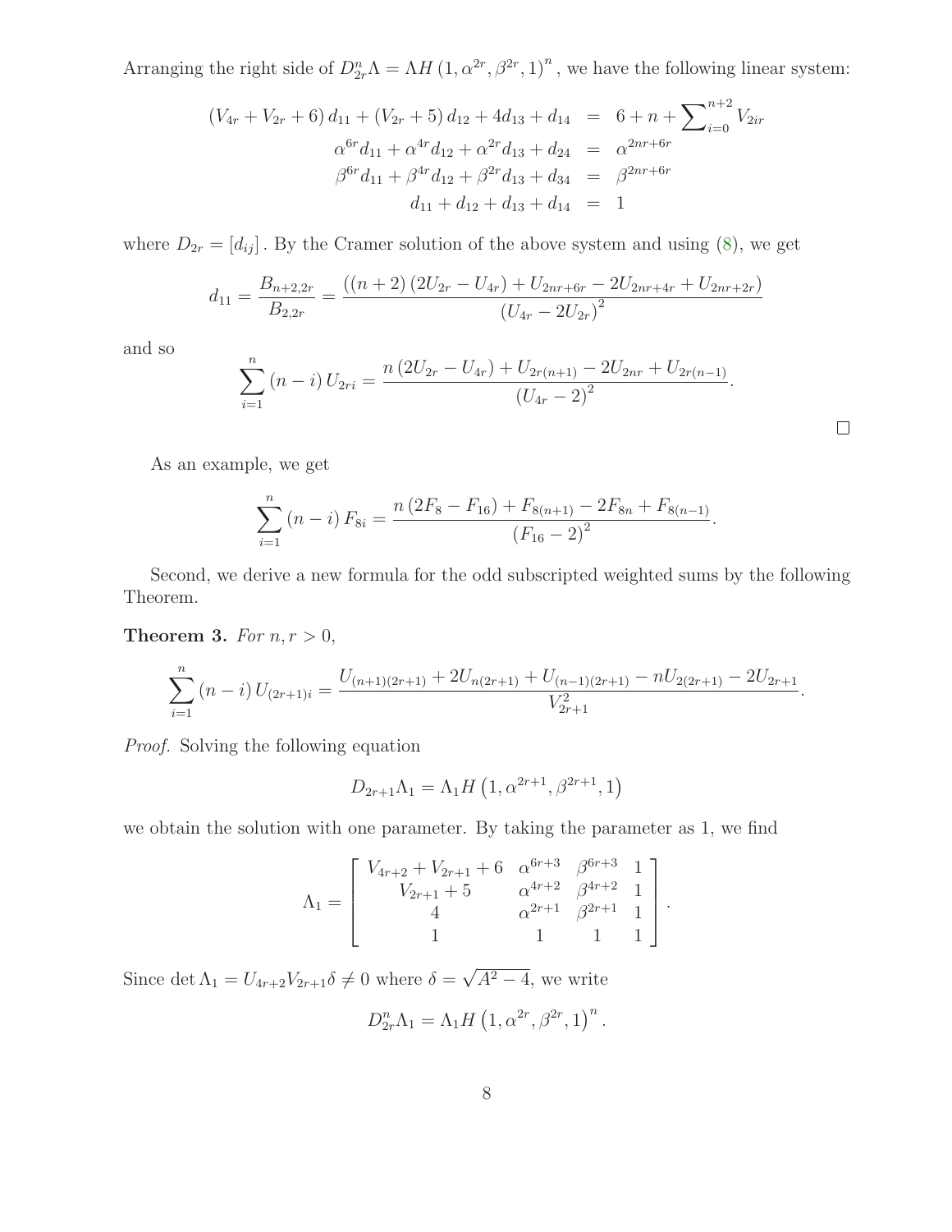Arranging the right side of $D_{2r}^n \Lambda = \Lambda H\left(1, \alpha^{2r}, \beta^{2r}, 1\right)^n$, we have the following linear system:

$$
\begin{aligned}
\left(V_{4r} + V_{2r} + 6\right) d_{11} + \left(V_{2r} + 5\right) d_{12} + 4 d_{13} + d_{14} &= 6 + n + \sum\nolimits_{i=0}^{n+2} V_{2ir} \\
\alpha^{6r} d_{11} + \alpha^{4r} d_{12} + \alpha^{2r} d_{13} + d_{24} &= \alpha^{2nr+6r} \\
\beta^{6r} d_{11} + \beta^{4r} d_{12} + \beta^{2r} d_{13} + d_{34} &= \beta^{2nr+6r} \\
d_{11} + d_{12} + d_{13} + d_{14} &= 1
\end{aligned}
$$

where $D_{2r} = [d_{ij}]$. By the Cramer solution of the above system and using (8), we get

$$
d_{11} = \frac{B_{n+2,2r}}{B_{2,2r}} = \frac{\left((n+2)\left(2U_{2r} - U_{4r}\right) + U_{2nr+6r} - 2U_{2nr+4r} + U_{2nr+2r}\right)}{\left(U_{4r} - 2U_{2r}\right)^2}
$$

and so

$$
\sum_{i=1}^{n} (n-i) U_{2ri} = \frac{n\left(2U_{2r} - U_{4r}\right) + U_{2r(n+1)} - 2U_{2nr} + U_{2r(n-1)}}{\left(U_{4r} - 2\right)^2}.
$$

□

As an example, we get

$$
\sum_{i=1}^{n} (n-i) F_{8i} = \frac{n\left(2F_8 - F_{16}\right) + F_{8(n+1)} - 2F_{8n} + F_{8(n-1)}}{\left(F_{16} - 2\right)^2}.
$$

Second, we derive a new formula for the odd subscripted weighted sums by the following Theorem.

**Theorem 3.** *For $n, r > 0$,*

$$
\sum_{i=1}^{n} (n-i) U_{(2r+1)i} = \frac{U_{(n+1)(2r+1)} + 2U_{n(2r+1)} + U_{(n-1)(2r+1)} - nU_{2(2r+1)} - 2U_{2r+1}}{V_{2r+1}^2}.
$$

*Proof.* Solving the following equation

$$
D_{2r+1} \Lambda_1 = \Lambda_1 H\left(1, \alpha^{2r+1}, \beta^{2r+1}, 1\right)
$$

we obtain the solution with one parameter. By taking the parameter as 1, we find

$$
\Lambda_1 = \begin{bmatrix}
V_{4r+2} + V_{2r+1} + 6 & \alpha^{6r+3} & \beta^{6r+3} & 1 \\
V_{2r+1} + 5 & \alpha^{4r+2} & \beta^{4r+2} & 1 \\
4 & \alpha^{2r+1} & \beta^{2r+1} & 1 \\
1 & 1 & 1 & 1
\end{bmatrix}.
$$

Since $\det \Lambda_1 = U_{4r+2} V_{2r+1} \delta \neq 0$ where $\delta = \sqrt{A^2 - 4}$, we write

$$
D_{2r}^n \Lambda_1 = \Lambda_1 H\left(1, \alpha^{2r}, \beta^{2r}, 1\right)^n.
$$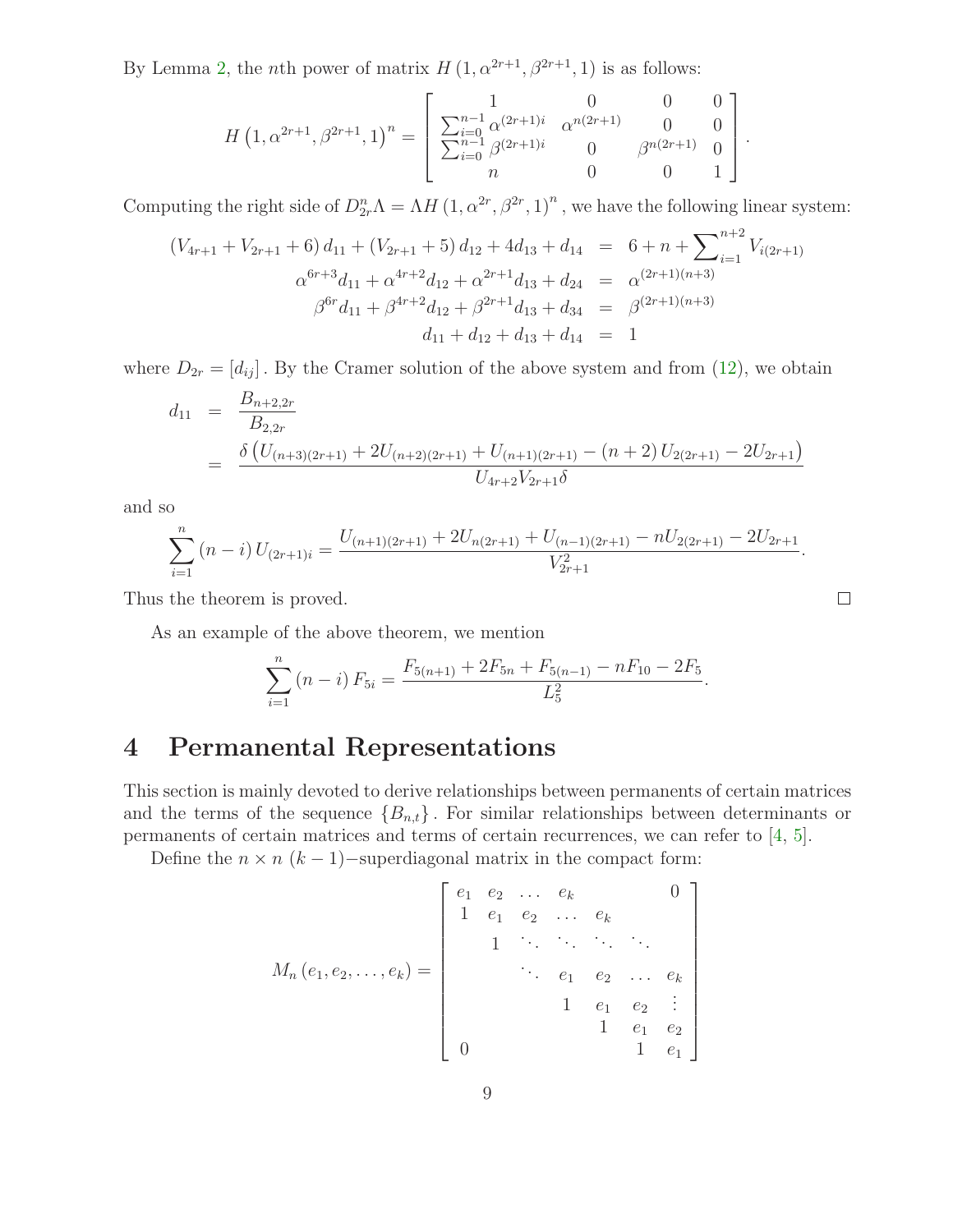By Lemma 2, the $n$th power of matrix $H\left(1, \alpha^{2r+1}, \beta^{2r+1}, 1\right)$ is as follows:

$$H\left(1, \alpha^{2r+1}, \beta^{2r+1}, 1\right)^n = \begin{bmatrix} 1 & 0 & 0 & 0 \\ \sum_{i=0}^{n-1} \alpha^{(2r+1)i} & \alpha^{n(2r+1)} & 0 & 0 \\ \sum_{i=0}^{n-1} \beta^{(2r+1)i} & 0 & \beta^{n(2r+1)} & 0 \\ n & 0 & 0 & 1 \end{bmatrix}.$$

Computing the right side of $D_{2r}^n \Lambda = \Lambda H\left(1, \alpha^{2r}, \beta^{2r}, 1\right)^n$, we have the following linear system:

$$\begin{aligned} \left(V_{4r+1} + V_{2r+1} + 6\right) d_{11} + \left(V_{2r+1} + 5\right) d_{12} + 4 d_{13} + d_{14} &= 6 + n + \sum\nolimits_{i=1}^{n+2} V_{i(2r+1)} \\ \alpha^{6r+3} d_{11} + \alpha^{4r+2} d_{12} + \alpha^{2r+1} d_{13} + d_{24} &= \alpha^{(2r+1)(n+3)} \\ \beta^{6r} d_{11} + \beta^{4r+2} d_{12} + \beta^{2r+1} d_{13} + d_{34} &= \beta^{(2r+1)(n+3)} \\ d_{11} + d_{12} + d_{13} + d_{14} &= 1 \end{aligned}$$

where $D_{2r} = [d_{ij}]$. By the Cramer solution of the above system and from (12), we obtain

$$\begin{aligned} d_{11} &= \frac{B_{n+2,2r}}{B_{2,2r}} \\ &= \frac{\delta\left(U_{(n+3)(2r+1)} + 2U_{(n+2)(2r+1)} + U_{(n+1)(2r+1)} - (n+2) U_{2(2r+1)} - 2U_{2r+1}\right)}{U_{4r+2} V_{2r+1} \delta} \end{aligned}$$

and so

$$\sum_{i=1}^{n} (n-i) U_{(2r+1)i} = \frac{U_{(n+1)(2r+1)} + 2U_{n(2r+1)} + U_{(n-1)(2r+1)} - nU_{2(2r+1)} - 2U_{2r+1}}{V_{2r+1}^2}.$$

Thus the theorem is proved. $\square$

As an example of the above theorem, we mention

$$\sum_{i=1}^{n} (n-i) F_{5i} = \frac{F_{5(n+1)} + 2F_{5n} + F_{5(n-1)} - nF_{10} - 2F_5}{L_5^2}.$$

# 4 Permanental Representations

This section is mainly devoted to derive relationships between permanents of certain matrices and the terms of the sequence $\{B_{n,t}\}$. For similar relationships between determinants or permanents of certain matrices and terms of certain recurrences, we can refer to [4, 5].

Define the $n \times n$ $(k-1)-$superdiagonal matrix in the compact form:

$$M_n\left(e_1, e_2, \ldots, e_k\right) = \begin{bmatrix} e_1 & e_2 & \ldots & e_k & & & 0 \\ 1 & e_1 & e_2 & \ldots & e_k & & \\ & 1 & \ddots & \ddots & \ddots & \ddots & \\ & & \ddots & e_1 & e_2 & \ldots & e_k \\ & & & 1 & e_1 & e_2 & \vdots \\ & & & & 1 & e_1 & e_2 \\ 0 & & & & & 1 & e_1 \end{bmatrix}$$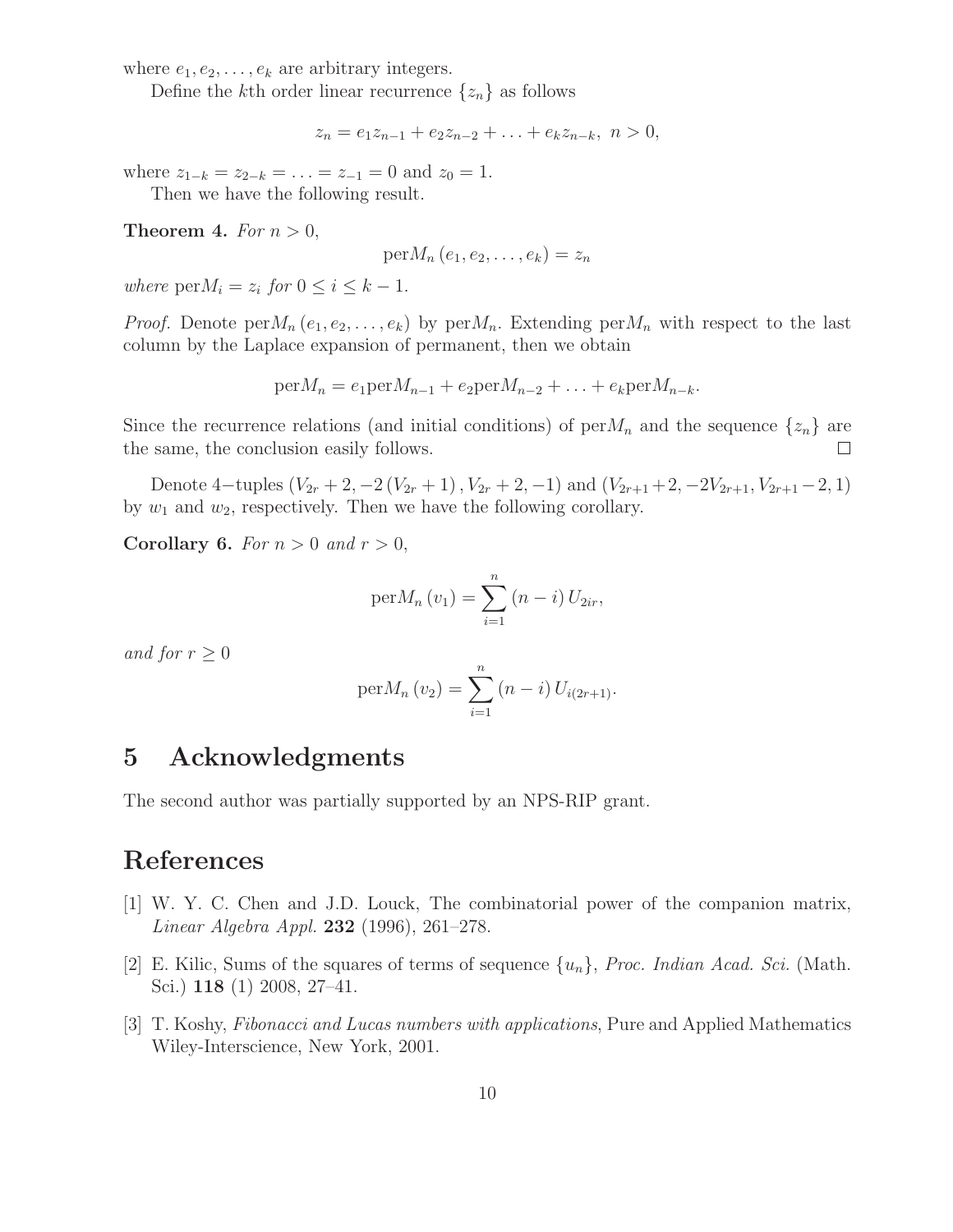where $e_1, e_2, \ldots, e_k$ are arbitrary integers.

Define the $k$th order linear recurrence $\{z_n\}$ as follows

$$z_n = e_1 z_{n-1} + e_2 z_{n-2} + \ldots + e_k z_{n-k}, \; n > 0,$$

where $z_{1-k} = z_{2-k} = \ldots = z_{-1} = 0$ and $z_0 = 1$.

Then we have the following result.

**Theorem 4.** *For $n > 0$,*

$$\text{per} M_n (e_1, e_2, \ldots, e_k) = z_n$$

*where* $\text{per} M_i = z_i$ *for* $0 \leq i \leq k-1$.

*Proof.* Denote $\text{per} M_n (e_1, e_2, \ldots, e_k)$ by $\text{per} M_n$. Extending $\text{per} M_n$ with respect to the last column by the Laplace expansion of permanent, then we obtain

$$\text{per} M_n = e_1 \text{per} M_{n-1} + e_2 \text{per} M_{n-2} + \ldots + e_k \text{per} M_{n-k}.$$

Since the recurrence relations (and initial conditions) of $\text{per} M_n$ and the sequence $\{z_n\}$ are the same, the conclusion easily follows. $\square$

Denote 4−tuples $(V_{2r} + 2, -2(V_{2r} + 1), V_{2r} + 2, -1)$ and $(V_{2r+1} + 2, -2V_{2r+1}, V_{2r+1} - 2, 1)$ by $w_1$ and $w_2$, respectively. Then we have the following corollary.

**Corollary 6.** *For $n > 0$ and $r > 0$,*

$$\text{per} M_n (v_1) = \sum_{i=1}^{n} (n-i) \, U_{2ir},$$

*and for $r \geq 0$*

$$\text{per} M_n (v_2) = \sum_{i=1}^{n} (n-i) \, U_{i(2r+1)}.$$

# 5 Acknowledgments

The second author was partially supported by an NPS-RIP grant.

# References

[1] W. Y. C. Chen and J.D. Louck, The combinatorial power of the companion matrix, *Linear Algebra Appl.* **232** (1996), 261–278.

[2] E. Kilic, Sums of the squares of terms of sequence $\{u_n\}$, *Proc. Indian Acad. Sci.* (Math. Sci.) **118** (1) 2008, 27–41.

[3] T. Koshy, *Fibonacci and Lucas numbers with applications*, Pure and Applied Mathematics Wiley-Interscience, New York, 2001.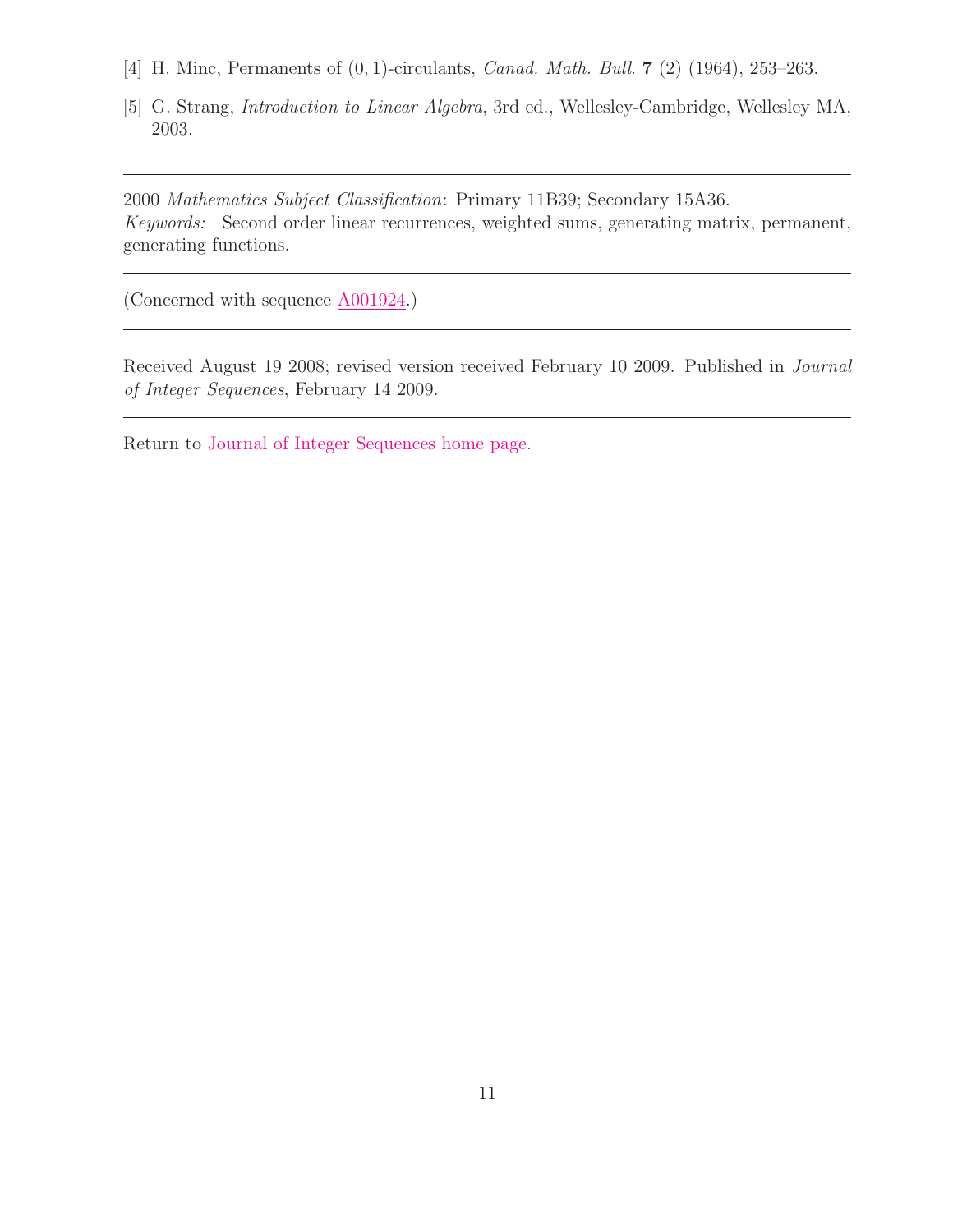[4] H. Minc, Permanents of $(0, 1)$-circulants, *Canad. Math. Bull.* **7** (2) (1964), 253–263.

[5] G. Strang, *Introduction to Linear Algebra*, 3rd ed., Wellesley-Cambridge, Wellesley MA, 2003.

---

2000 *Mathematics Subject Classification*: Primary 11B39; Secondary 15A36.
*Keywords:* Second order linear recurrences, weighted sums, generating matrix, permanent, generating functions.

---

(Concerned with sequence A001924.)

---

Received August 19 2008; revised version received February 10 2009. Published in *Journal of Integer Sequences*, February 14 2009.

---

Return to Journal of Integer Sequences home page.